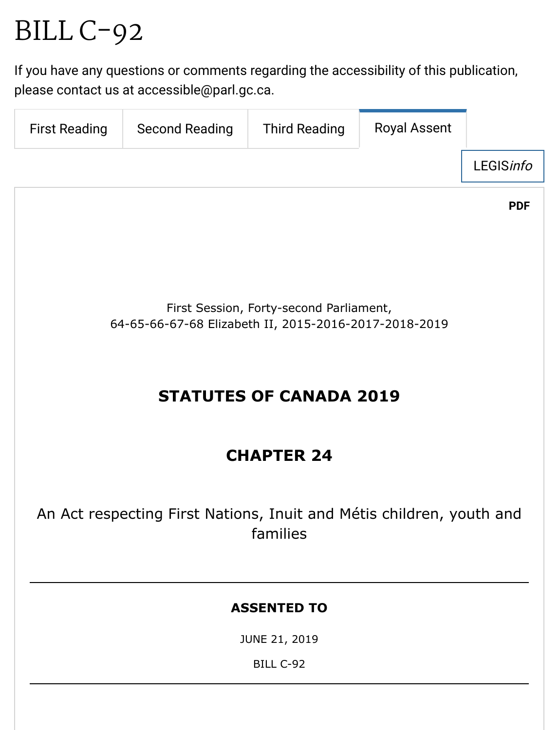# BILL C-92

If you have any questions or comments regarding the accessibility of this publication, please contact us at accessible@parl.gc.ca.

First Reading | Second Reading | Third Reading | Royal Assent

LEGIS*info*

PDF

First Session, Forty-second Parliament,
64-65-66-67-68 Elizabeth II, 2015-2016-2017-2018-2019

## STATUTES OF CANADA 2019

## CHAPTER 24

An Act respecting First Nations, Inuit and Métis children, youth and families

---

**ASSENTED TO**

JUNE 21, 2019

BILL C-92

---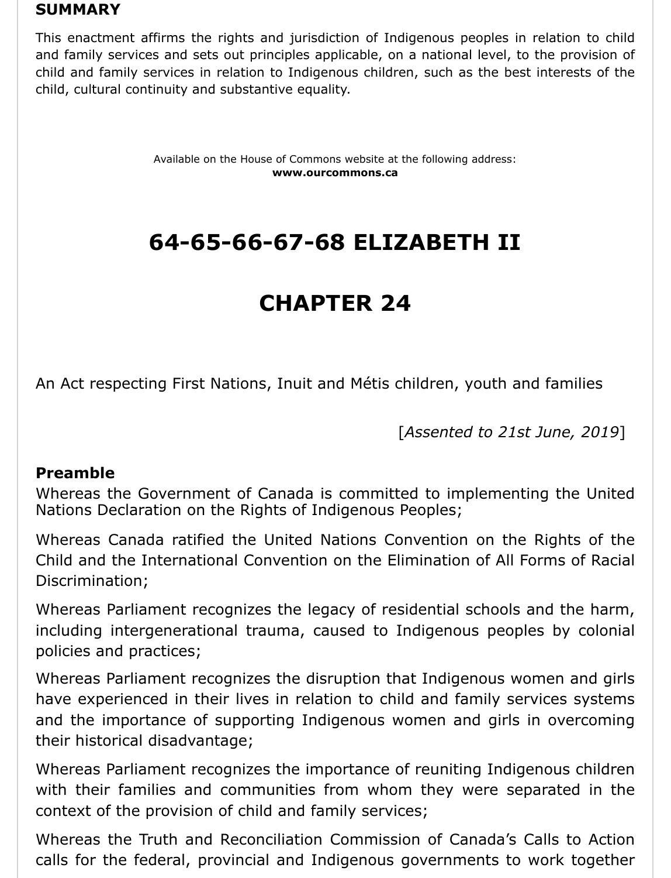## SUMMARY

This enactment affirms the rights and jurisdiction of Indigenous peoples in relation to child and family services and sets out principles applicable, on a national level, to the provision of child and family services in relation to Indigenous children, such as the best interests of the child, cultural continuity and substantive equality.

Available on the House of Commons website at the following address:
**www.ourcommons.ca**

# 64-65-66-67-68 ELIZABETH II

# CHAPTER 24

An Act respecting First Nations, Inuit and Métis children, youth and families

[*Assented to 21st June, 2019*]

### Preamble

Whereas the Government of Canada is committed to implementing the United Nations Declaration on the Rights of Indigenous Peoples;

Whereas Canada ratified the United Nations Convention on the Rights of the Child and the International Convention on the Elimination of All Forms of Racial Discrimination;

Whereas Parliament recognizes the legacy of residential schools and the harm, including intergenerational trauma, caused to Indigenous peoples by colonial policies and practices;

Whereas Parliament recognizes the disruption that Indigenous women and girls have experienced in their lives in relation to child and family services systems and the importance of supporting Indigenous women and girls in overcoming their historical disadvantage;

Whereas Parliament recognizes the importance of reuniting Indigenous children with their families and communities from whom they were separated in the context of the provision of child and family services;

Whereas the Truth and Reconciliation Commission of Canada's Calls to Action calls for the federal, provincial and Indigenous governments to work together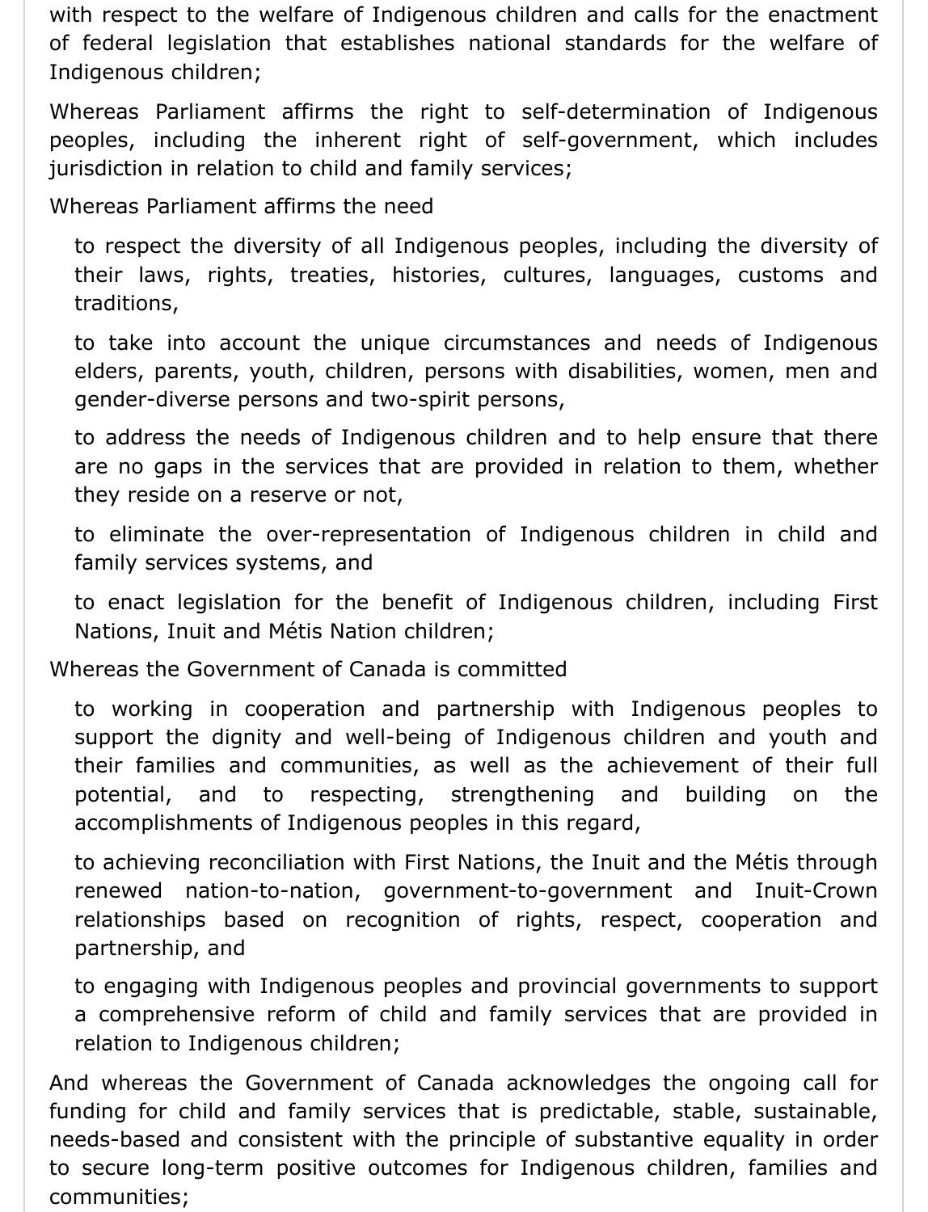with respect to the welfare of Indigenous children and calls for the enactment of federal legislation that establishes national standards for the welfare of Indigenous children;

Whereas Parliament affirms the right to self-determination of Indigenous peoples, including the inherent right of self-government, which includes jurisdiction in relation to child and family services;

Whereas Parliament affirms the need

> to respect the diversity of all Indigenous peoples, including the diversity of their laws, rights, treaties, histories, cultures, languages, customs and traditions,
>
> to take into account the unique circumstances and needs of Indigenous elders, parents, youth, children, persons with disabilities, women, men and gender-diverse persons and two-spirit persons,
>
> to address the needs of Indigenous children and to help ensure that there are no gaps in the services that are provided in relation to them, whether they reside on a reserve or not,
>
> to eliminate the over-representation of Indigenous children in child and family services systems, and
>
> to enact legislation for the benefit of Indigenous children, including First Nations, Inuit and Métis Nation children;

Whereas the Government of Canada is committed

> to working in cooperation and partnership with Indigenous peoples to support the dignity and well-being of Indigenous children and youth and their families and communities, as well as the achievement of their full potential, and to respecting, strengthening and building on the accomplishments of Indigenous peoples in this regard,
>
> to achieving reconciliation with First Nations, the Inuit and the Métis through renewed nation-to-nation, government-to-government and Inuit-Crown relationships based on recognition of rights, respect, cooperation and partnership, and
>
> to engaging with Indigenous peoples and provincial governments to support a comprehensive reform of child and family services that are provided in relation to Indigenous children;

And whereas the Government of Canada acknowledges the ongoing call for funding for child and family services that is predictable, stable, sustainable, needs-based and consistent with the principle of substantive equality in order to secure long-term positive outcomes for Indigenous children, families and communities;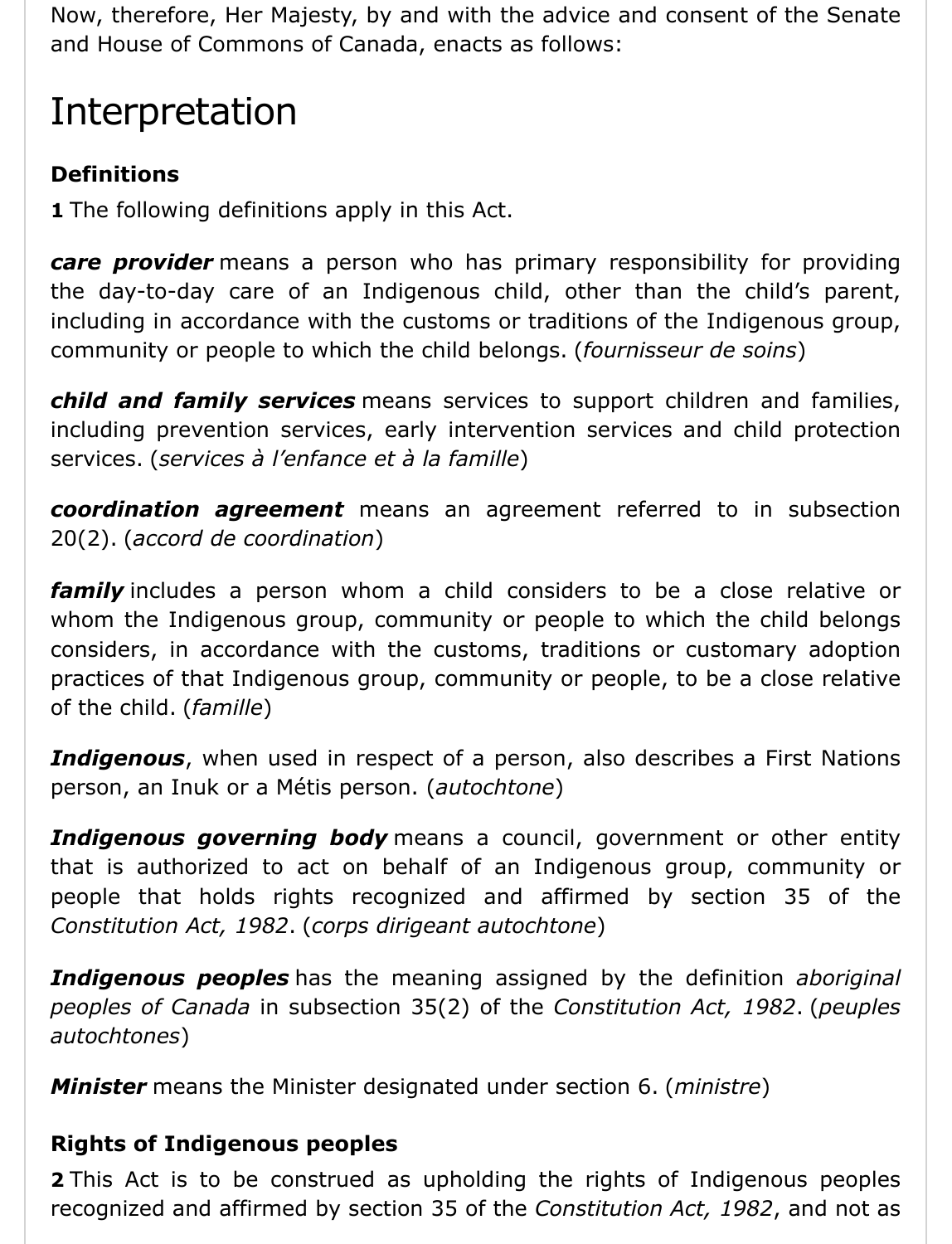Now, therefore, Her Majesty, by and with the advice and consent of the Senate and House of Commons of Canada, enacts as follows:

# Interpretation

### Definitions

**1** The following definitions apply in this Act.

***care provider*** means a person who has primary responsibility for providing the day-to-day care of an Indigenous child, other than the child's parent, including in accordance with the customs or traditions of the Indigenous group, community or people to which the child belongs. (*fournisseur de soins*)

***child and family services*** means services to support children and families, including prevention services, early intervention services and child protection services. (*services à l'enfance et à la famille*)

***coordination agreement*** means an agreement referred to in subsection 20(2). (*accord de coordination*)

***family*** includes a person whom a child considers to be a close relative or whom the Indigenous group, community or people to which the child belongs considers, in accordance with the customs, traditions or customary adoption practices of that Indigenous group, community or people, to be a close relative of the child. (*famille*)

***Indigenous***, when used in respect of a person, also describes a First Nations person, an Inuk or a Métis person. (*autochtone*)

***Indigenous governing body*** means a council, government or other entity that is authorized to act on behalf of an Indigenous group, community or people that holds rights recognized and affirmed by section 35 of the *Constitution Act, 1982*. (*corps dirigeant autochtone*)

***Indigenous peoples*** has the meaning assigned by the definition *aboriginal peoples of Canada* in subsection 35(2) of the *Constitution Act, 1982*. (*peuples autochtones*)

***Minister*** means the Minister designated under section 6. (*ministre*)

### Rights of Indigenous peoples

**2** This Act is to be construed as upholding the rights of Indigenous peoples recognized and affirmed by section 35 of the *Constitution Act, 1982*, and not as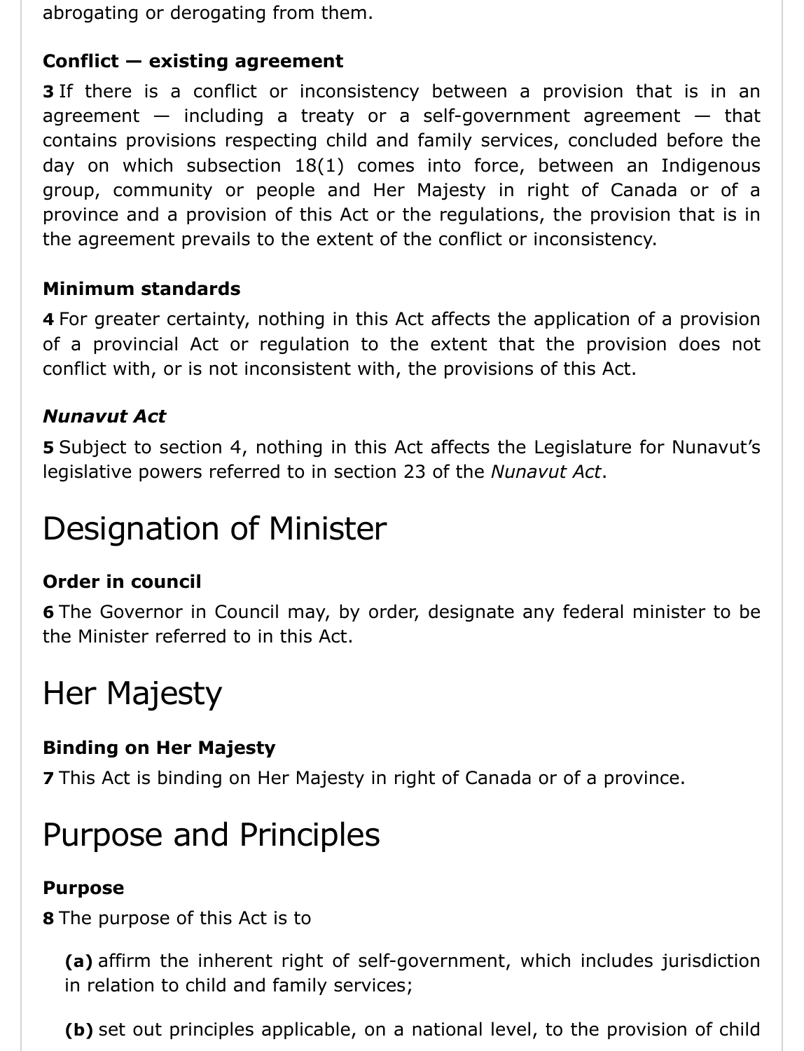abrogating or derogating from them.

**Conflict — existing agreement**

**3** If there is a conflict or inconsistency between a provision that is in an agreement — including a treaty or a self-government agreement — that contains provisions respecting child and family services, concluded before the day on which subsection 18(1) comes into force, between an Indigenous group, community or people and Her Majesty in right of Canada or of a province and a provision of this Act or the regulations, the provision that is in the agreement prevails to the extent of the conflict or inconsistency.

**Minimum standards**

**4** For greater certainty, nothing in this Act affects the application of a provision of a provincial Act or regulation to the extent that the provision does not conflict with, or is not inconsistent with, the provisions of this Act.

***Nunavut Act***

**5** Subject to section 4, nothing in this Act affects the Legislature for Nunavut's legislative powers referred to in section 23 of the *Nunavut Act*.

## Designation of Minister

**Order in council**

**6** The Governor in Council may, by order, designate any federal minister to be the Minister referred to in this Act.

## Her Majesty

**Binding on Her Majesty**

**7** This Act is binding on Her Majesty in right of Canada or of a province.

## Purpose and Principles

**Purpose**

**8** The purpose of this Act is to

> **(a)** affirm the inherent right of self-government, which includes jurisdiction in relation to child and family services;
>
> **(b)** set out principles applicable, on a national level, to the provision of child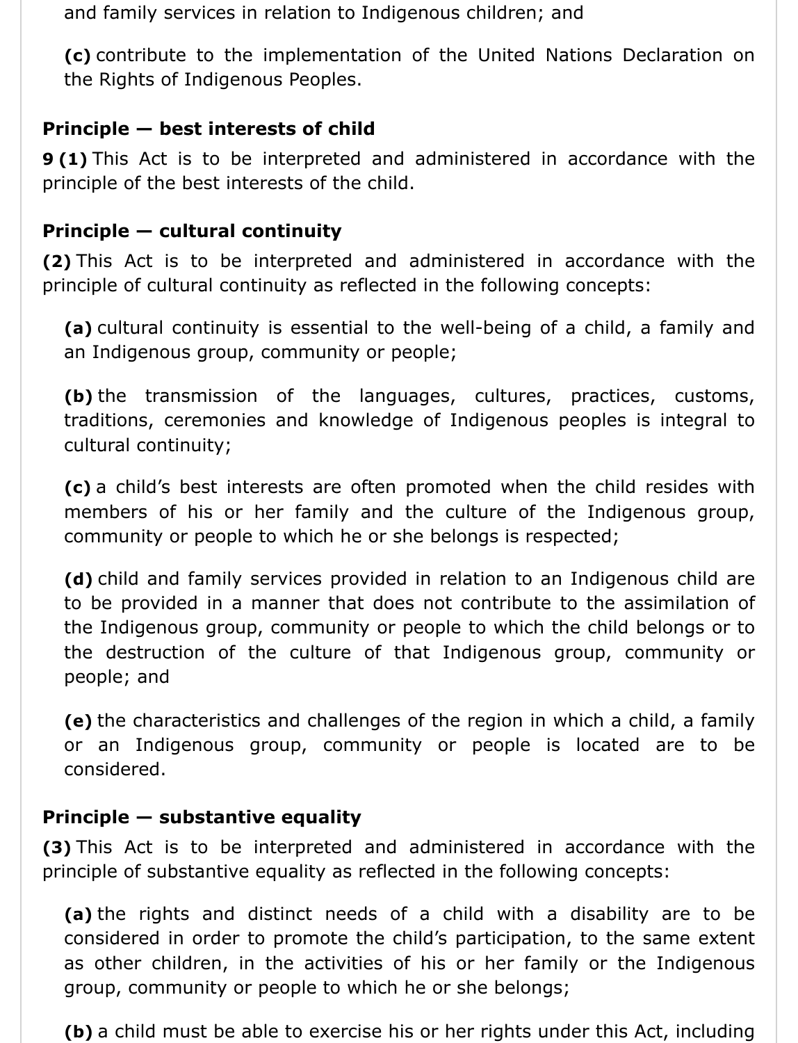and family services in relation to Indigenous children; and

**(c)** contribute to the implementation of the United Nations Declaration on the Rights of Indigenous Peoples.

**Principle — best interests of child**

**9 (1)** This Act is to be interpreted and administered in accordance with the principle of the best interests of the child.

**Principle — cultural continuity**

**(2)** This Act is to be interpreted and administered in accordance with the principle of cultural continuity as reflected in the following concepts:

**(a)** cultural continuity is essential to the well-being of a child, a family and an Indigenous group, community or people;

**(b)** the transmission of the languages, cultures, practices, customs, traditions, ceremonies and knowledge of Indigenous peoples is integral to cultural continuity;

**(c)** a child's best interests are often promoted when the child resides with members of his or her family and the culture of the Indigenous group, community or people to which he or she belongs is respected;

**(d)** child and family services provided in relation to an Indigenous child are to be provided in a manner that does not contribute to the assimilation of the Indigenous group, community or people to which the child belongs or to the destruction of the culture of that Indigenous group, community or people; and

**(e)** the characteristics and challenges of the region in which a child, a family or an Indigenous group, community or people is located are to be considered.

**Principle — substantive equality**

**(3)** This Act is to be interpreted and administered in accordance with the principle of substantive equality as reflected in the following concepts:

**(a)** the rights and distinct needs of a child with a disability are to be considered in order to promote the child's participation, to the same extent as other children, in the activities of his or her family or the Indigenous group, community or people to which he or she belongs;

**(b)** a child must be able to exercise his or her rights under this Act, including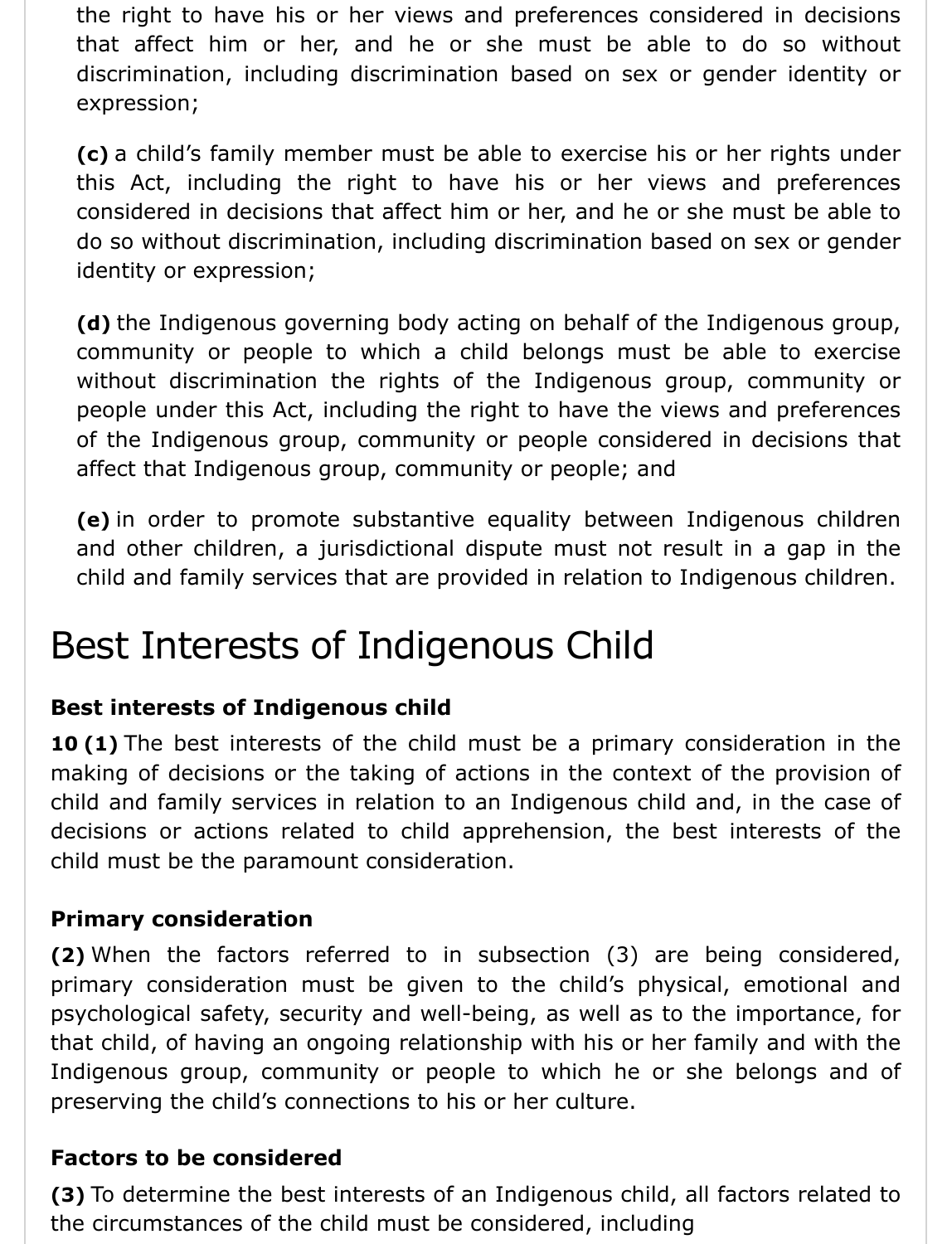the right to have his or her views and preferences considered in decisions that affect him or her, and he or she must be able to do so without discrimination, including discrimination based on sex or gender identity or expression;

**(c)** a child's family member must be able to exercise his or her rights under this Act, including the right to have his or her views and preferences considered in decisions that affect him or her, and he or she must be able to do so without discrimination, including discrimination based on sex or gender identity or expression;

**(d)** the Indigenous governing body acting on behalf of the Indigenous group, community or people to which a child belongs must be able to exercise without discrimination the rights of the Indigenous group, community or people under this Act, including the right to have the views and preferences of the Indigenous group, community or people considered in decisions that affect that Indigenous group, community or people; and

**(e)** in order to promote substantive equality between Indigenous children and other children, a jurisdictional dispute must not result in a gap in the child and family services that are provided in relation to Indigenous children.

# Best Interests of Indigenous Child

### Best interests of Indigenous child

**10 (1)** The best interests of the child must be a primary consideration in the making of decisions or the taking of actions in the context of the provision of child and family services in relation to an Indigenous child and, in the case of decisions or actions related to child apprehension, the best interests of the child must be the paramount consideration.

### Primary consideration

**(2)** When the factors referred to in subsection (3) are being considered, primary consideration must be given to the child's physical, emotional and psychological safety, security and well-being, as well as to the importance, for that child, of having an ongoing relationship with his or her family and with the Indigenous group, community or people to which he or she belongs and of preserving the child's connections to his or her culture.

### Factors to be considered

**(3)** To determine the best interests of an Indigenous child, all factors related to the circumstances of the child must be considered, including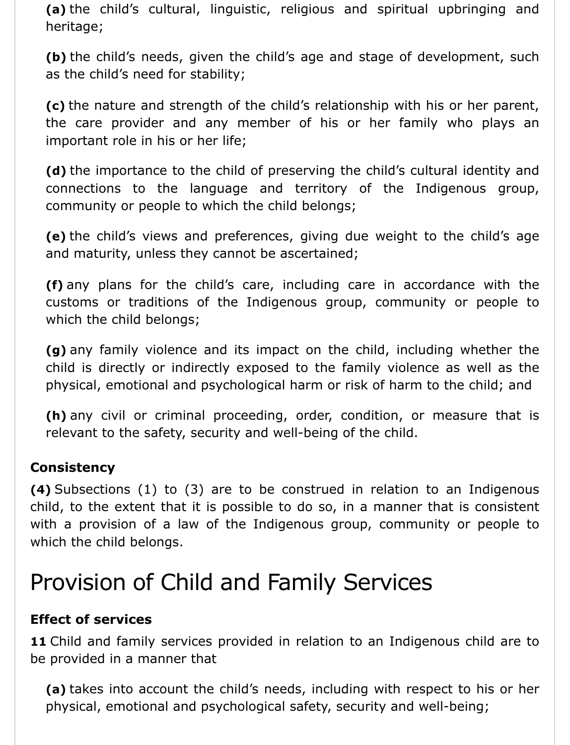**(a)** the child's cultural, linguistic, religious and spiritual upbringing and heritage;

**(b)** the child's needs, given the child's age and stage of development, such as the child's need for stability;

**(c)** the nature and strength of the child's relationship with his or her parent, the care provider and any member of his or her family who plays an important role in his or her life;

**(d)** the importance to the child of preserving the child's cultural identity and connections to the language and territory of the Indigenous group, community or people to which the child belongs;

**(e)** the child's views and preferences, giving due weight to the child's age and maturity, unless they cannot be ascertained;

**(f)** any plans for the child's care, including care in accordance with the customs or traditions of the Indigenous group, community or people to which the child belongs;

**(g)** any family violence and its impact on the child, including whether the child is directly or indirectly exposed to the family violence as well as the physical, emotional and psychological harm or risk of harm to the child; and

**(h)** any civil or criminal proceeding, order, condition, or measure that is relevant to the safety, security and well-being of the child.

**Consistency**

**(4)** Subsections (1) to (3) are to be construed in relation to an Indigenous child, to the extent that it is possible to do so, in a manner that is consistent with a provision of a law of the Indigenous group, community or people to which the child belongs.

# Provision of Child and Family Services

**Effect of services**

**11** Child and family services provided in relation to an Indigenous child are to be provided in a manner that

**(a)** takes into account the child's needs, including with respect to his or her physical, emotional and psychological safety, security and well-being;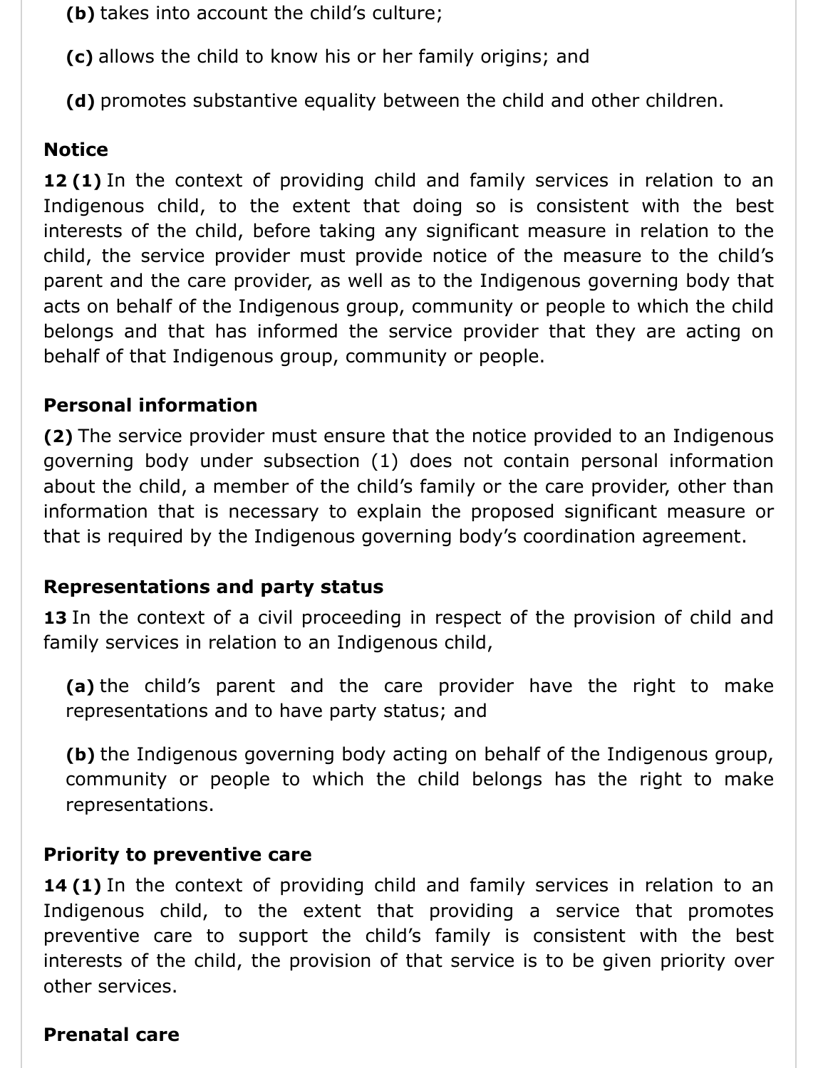(**b**) takes into account the child’s culture;

(**c**) allows the child to know his or her family origins; and

(**d**) promotes substantive equality between the child and other children.

**Notice**

**12 (1)** In the context of providing child and family services in relation to an Indigenous child, to the extent that doing so is consistent with the best interests of the child, before taking any significant measure in relation to the child, the service provider must provide notice of the measure to the child’s parent and the care provider, as well as to the Indigenous governing body that acts on behalf of the Indigenous group, community or people to which the child belongs and that has informed the service provider that they are acting on behalf of that Indigenous group, community or people.

**Personal information**

**(2)** The service provider must ensure that the notice provided to an Indigenous governing body under subsection (1) does not contain personal information about the child, a member of the child’s family or the care provider, other than information that is necessary to explain the proposed significant measure or that is required by the Indigenous governing body’s coordination agreement.

**Representations and party status**

**13** In the context of a civil proceeding in respect of the provision of child and family services in relation to an Indigenous child,

(**a**) the child’s parent and the care provider have the right to make representations and to have party status; and

(**b**) the Indigenous governing body acting on behalf of the Indigenous group, community or people to which the child belongs has the right to make representations.

**Priority to preventive care**

**14 (1)** In the context of providing child and family services in relation to an Indigenous child, to the extent that providing a service that promotes preventive care to support the child’s family is consistent with the best interests of the child, the provision of that service is to be given priority over other services.

**Prenatal care**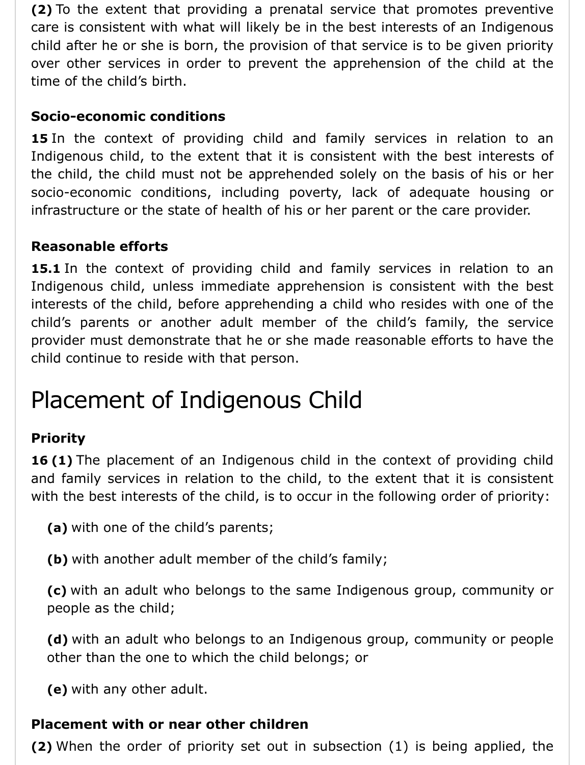**(2)** To the extent that providing a prenatal service that promotes preventive care is consistent with what will likely be in the best interests of an Indigenous child after he or she is born, the provision of that service is to be given priority over other services in order to prevent the apprehension of the child at the time of the child's birth.

### Socio-economic conditions

**15** In the context of providing child and family services in relation to an Indigenous child, to the extent that it is consistent with the best interests of the child, the child must not be apprehended solely on the basis of his or her socio-economic conditions, including poverty, lack of adequate housing or infrastructure or the state of health of his or her parent or the care provider.

### Reasonable efforts

**15.1** In the context of providing child and family services in relation to an Indigenous child, unless immediate apprehension is consistent with the best interests of the child, before apprehending a child who resides with one of the child's parents or another adult member of the child's family, the service provider must demonstrate that he or she made reasonable efforts to have the child continue to reside with that person.

## Placement of Indigenous Child

### Priority

**16 (1)** The placement of an Indigenous child in the context of providing child and family services in relation to the child, to the extent that it is consistent with the best interests of the child, is to occur in the following order of priority:

- **(a)** with one of the child's parents;
- **(b)** with another adult member of the child's family;
- **(c)** with an adult who belongs to the same Indigenous group, community or people as the child;
- **(d)** with an adult who belongs to an Indigenous group, community or people other than the one to which the child belongs; or
- **(e)** with any other adult.

### Placement with or near other children

**(2)** When the order of priority set out in subsection (1) is being applied, the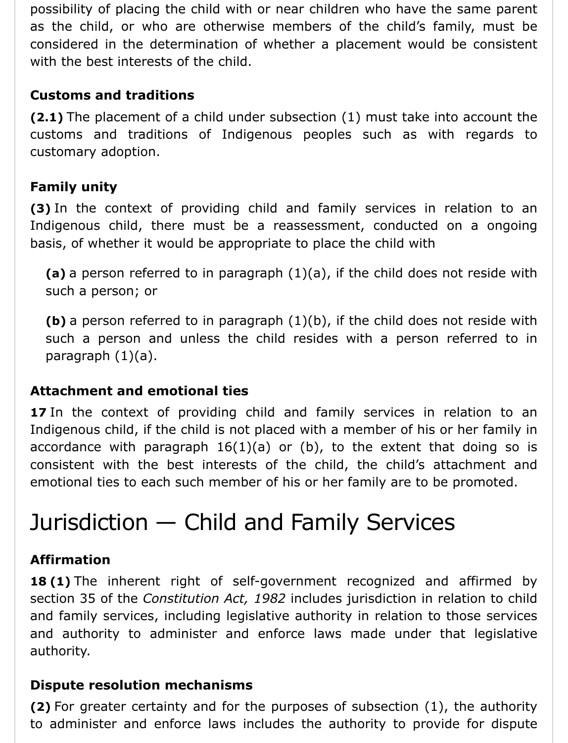possibility of placing the child with or near children who have the same parent as the child, or who are otherwise members of the child's family, must be considered in the determination of whether a placement would be consistent with the best interests of the child.

### Customs and traditions

**(2.1)** The placement of a child under subsection (1) must take into account the customs and traditions of Indigenous peoples such as with regards to customary adoption.

### Family unity

**(3)** In the context of providing child and family services in relation to an Indigenous child, there must be a reassessment, conducted on a ongoing basis, of whether it would be appropriate to place the child with

> **(a)** a person referred to in paragraph (1)(a), if the child does not reside with such a person; or
>
> **(b)** a person referred to in paragraph (1)(b), if the child does not reside with such a person and unless the child resides with a person referred to in paragraph (1)(a).

### Attachment and emotional ties

**17** In the context of providing child and family services in relation to an Indigenous child, if the child is not placed with a member of his or her family in accordance with paragraph 16(1)(a) or (b), to the extent that doing so is consistent with the best interests of the child, the child's attachment and emotional ties to each such member of his or her family are to be promoted.

## Jurisdiction — Child and Family Services

### Affirmation

**18 (1)** The inherent right of self-government recognized and affirmed by section 35 of the *Constitution Act, 1982* includes jurisdiction in relation to child and family services, including legislative authority in relation to those services and authority to administer and enforce laws made under that legislative authority.

### Dispute resolution mechanisms

**(2)** For greater certainty and for the purposes of subsection (1), the authority to administer and enforce laws includes the authority to provide for dispute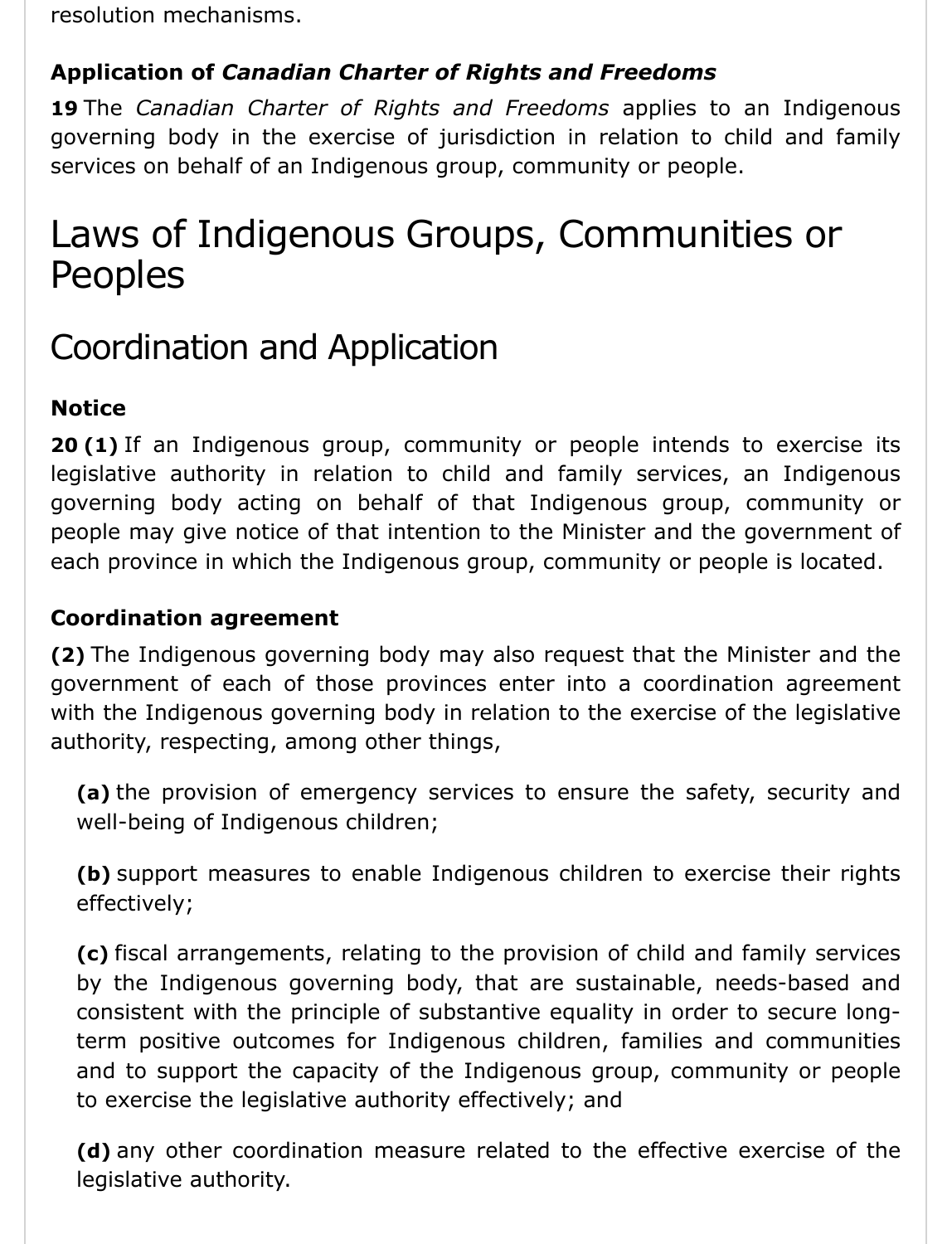resolution mechanisms.

**Application of *Canadian Charter of Rights and Freedoms***

**19** The *Canadian Charter of Rights and Freedoms* applies to an Indigenous governing body in the exercise of jurisdiction in relation to child and family services on behalf of an Indigenous group, community or people.

# Laws of Indigenous Groups, Communities or Peoples

## Coordination and Application

**Notice**

**20 (1)** If an Indigenous group, community or people intends to exercise its legislative authority in relation to child and family services, an Indigenous governing body acting on behalf of that Indigenous group, community or people may give notice of that intention to the Minister and the government of each province in which the Indigenous group, community or people is located.

**Coordination agreement**

**(2)** The Indigenous governing body may also request that the Minister and the government of each of those provinces enter into a coordination agreement with the Indigenous governing body in relation to the exercise of the legislative authority, respecting, among other things,

- **(a)** the provision of emergency services to ensure the safety, security and well-being of Indigenous children;
- **(b)** support measures to enable Indigenous children to exercise their rights effectively;
- **(c)** fiscal arrangements, relating to the provision of child and family services by the Indigenous governing body, that are sustainable, needs-based and consistent with the principle of substantive equality in order to secure long-term positive outcomes for Indigenous children, families and communities and to support the capacity of the Indigenous group, community or people to exercise the legislative authority effectively; and
- **(d)** any other coordination measure related to the effective exercise of the legislative authority.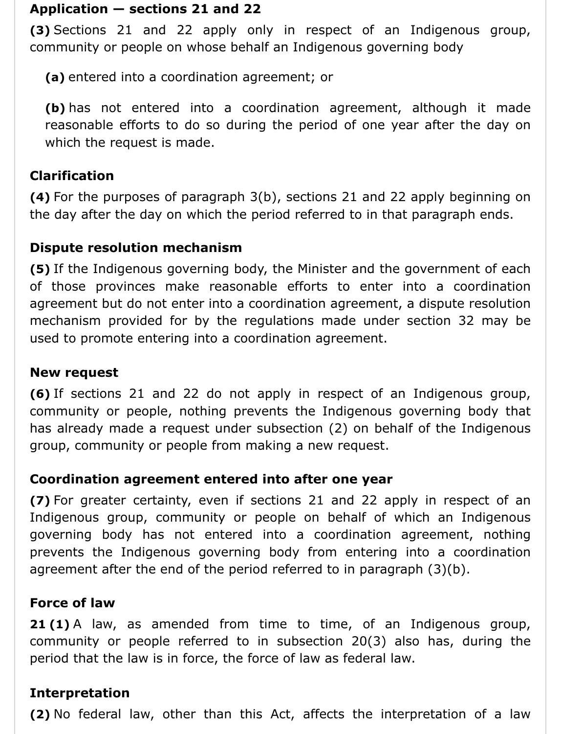**Application — sections 21 and 22**

**(3)** Sections 21 and 22 apply only in respect of an Indigenous group, community or people on whose behalf an Indigenous governing body

**(a)** entered into a coordination agreement; or

**(b)** has not entered into a coordination agreement, although it made reasonable efforts to do so during the period of one year after the day on which the request is made.

**Clarification**

**(4)** For the purposes of paragraph 3(b), sections 21 and 22 apply beginning on the day after the day on which the period referred to in that paragraph ends.

**Dispute resolution mechanism**

**(5)** If the Indigenous governing body, the Minister and the government of each of those provinces make reasonable efforts to enter into a coordination agreement but do not enter into a coordination agreement, a dispute resolution mechanism provided for by the regulations made under section 32 may be used to promote entering into a coordination agreement.

**New request**

**(6)** If sections 21 and 22 do not apply in respect of an Indigenous group, community or people, nothing prevents the Indigenous governing body that has already made a request under subsection (2) on behalf of the Indigenous group, community or people from making a new request.

**Coordination agreement entered into after one year**

**(7)** For greater certainty, even if sections 21 and 22 apply in respect of an Indigenous group, community or people on behalf of which an Indigenous governing body has not entered into a coordination agreement, nothing prevents the Indigenous governing body from entering into a coordination agreement after the end of the period referred to in paragraph (3)(b).

**Force of law**

**21 (1)** A law, as amended from time to time, of an Indigenous group, community or people referred to in subsection 20(3) also has, during the period that the law is in force, the force of law as federal law.

**Interpretation**

**(2)** No federal law, other than this Act, affects the interpretation of a law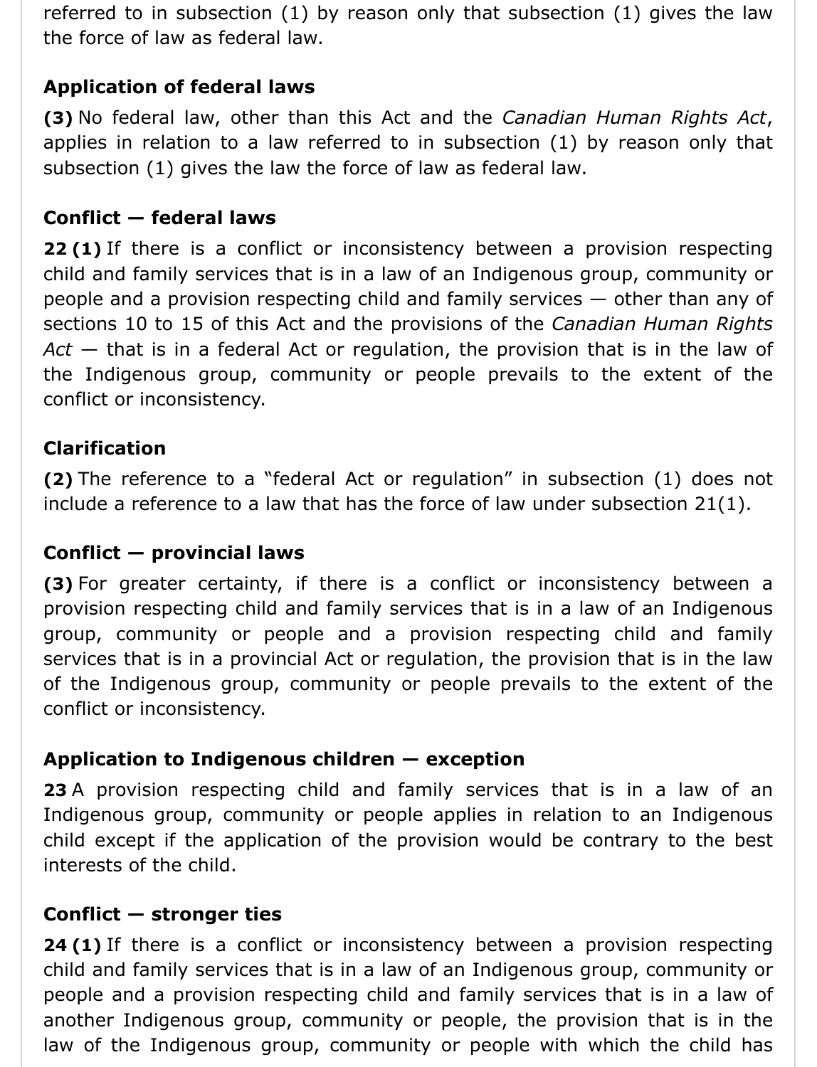referred to in subsection (1) by reason only that subsection (1) gives the law the force of law as federal law.

### Application of federal laws

**(3)** No federal law, other than this Act and the *Canadian Human Rights Act*, applies in relation to a law referred to in subsection (1) by reason only that subsection (1) gives the law the force of law as federal law.

### Conflict — federal laws

**22 (1)** If there is a conflict or inconsistency between a provision respecting child and family services that is in a law of an Indigenous group, community or people and a provision respecting child and family services — other than any of sections 10 to 15 of this Act and the provisions of the *Canadian Human Rights Act* — that is in a federal Act or regulation, the provision that is in the law of the Indigenous group, community or people prevails to the extent of the conflict or inconsistency.

### Clarification

**(2)** The reference to a "federal Act or regulation" in subsection (1) does not include a reference to a law that has the force of law under subsection 21(1).

### Conflict — provincial laws

**(3)** For greater certainty, if there is a conflict or inconsistency between a provision respecting child and family services that is in a law of an Indigenous group, community or people and a provision respecting child and family services that is in a provincial Act or regulation, the provision that is in the law of the Indigenous group, community or people prevails to the extent of the conflict or inconsistency.

### Application to Indigenous children — exception

**23** A provision respecting child and family services that is in a law of an Indigenous group, community or people applies in relation to an Indigenous child except if the application of the provision would be contrary to the best interests of the child.

### Conflict — stronger ties

**24 (1)** If there is a conflict or inconsistency between a provision respecting child and family services that is in a law of an Indigenous group, community or people and a provision respecting child and family services that is in a law of another Indigenous group, community or people, the provision that is in the law of the Indigenous group, community or people with which the child has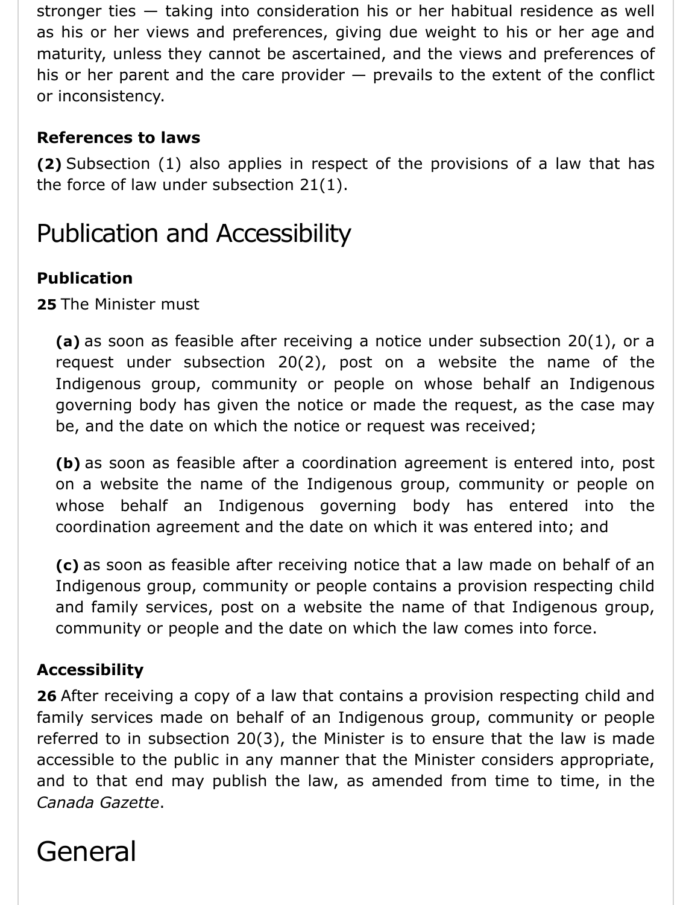stronger ties — taking into consideration his or her habitual residence as well as his or her views and preferences, giving due weight to his or her age and maturity, unless they cannot be ascertained, and the views and preferences of his or her parent and the care provider — prevails to the extent of the conflict or inconsistency.

**References to laws**

**(2)** Subsection (1) also applies in respect of the provisions of a law that has the force of law under subsection 21(1).

## Publication and Accessibility

**Publication**

**25** The Minister must

> **(a)** as soon as feasible after receiving a notice under subsection 20(1), or a request under subsection 20(2), post on a website the name of the Indigenous group, community or people on whose behalf an Indigenous governing body has given the notice or made the request, as the case may be, and the date on which the notice or request was received;
>
> **(b)** as soon as feasible after a coordination agreement is entered into, post on a website the name of the Indigenous group, community or people on whose behalf an Indigenous governing body has entered into the coordination agreement and the date on which it was entered into; and
>
> **(c)** as soon as feasible after receiving notice that a law made on behalf of an Indigenous group, community or people contains a provision respecting child and family services, post on a website the name of that Indigenous group, community or people and the date on which the law comes into force.

**Accessibility**

**26** After receiving a copy of a law that contains a provision respecting child and family services made on behalf of an Indigenous group, community or people referred to in subsection 20(3), the Minister is to ensure that the law is made accessible to the public in any manner that the Minister considers appropriate, and to that end may publish the law, as amended from time to time, in the *Canada Gazette*.

## General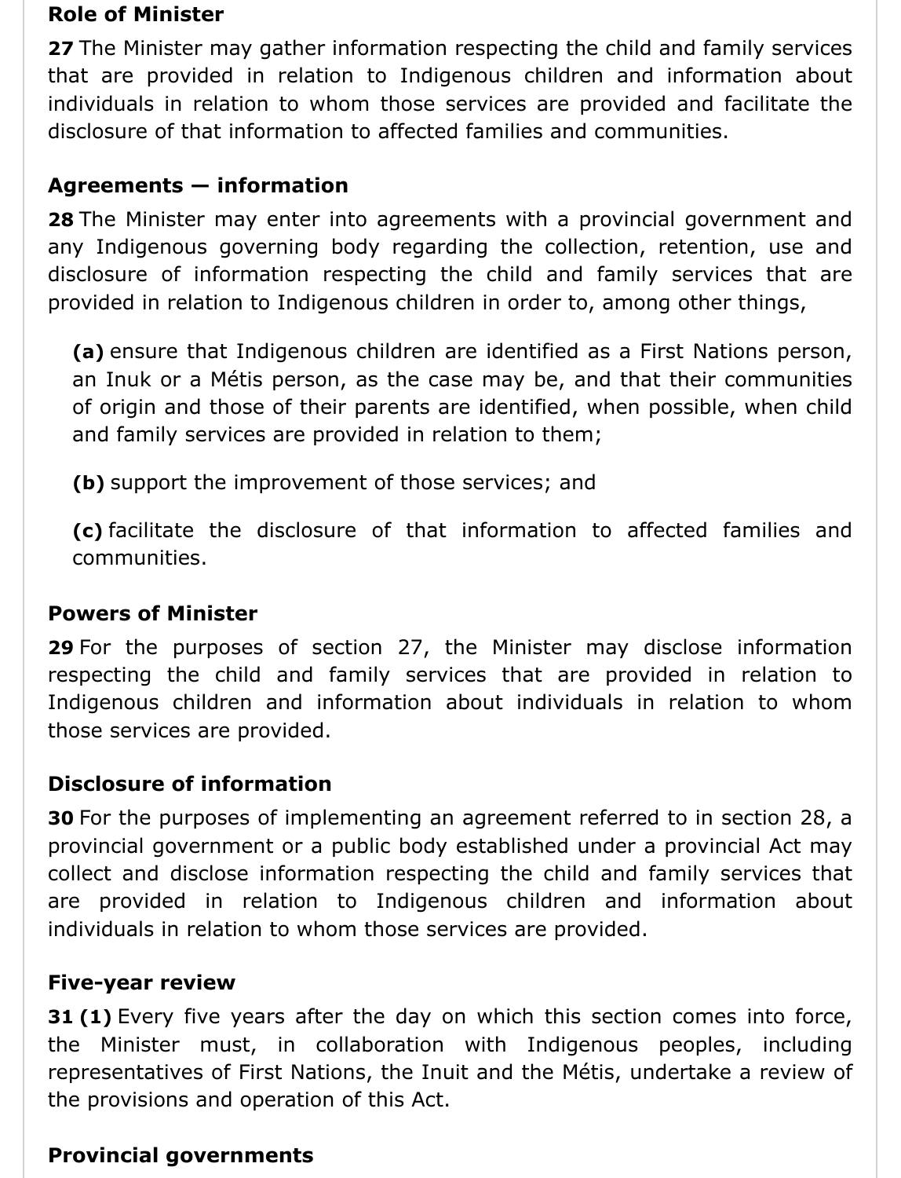**Role of Minister**

**27** The Minister may gather information respecting the child and family services that are provided in relation to Indigenous children and information about individuals in relation to whom those services are provided and facilitate the disclosure of that information to affected families and communities.

**Agreements — information**

**28** The Minister may enter into agreements with a provincial government and any Indigenous governing body regarding the collection, retention, use and disclosure of information respecting the child and family services that are provided in relation to Indigenous children in order to, among other things,

**(a)** ensure that Indigenous children are identified as a First Nations person, an Inuk or a Métis person, as the case may be, and that their communities of origin and those of their parents are identified, when possible, when child and family services are provided in relation to them;

**(b)** support the improvement of those services; and

**(c)** facilitate the disclosure of that information to affected families and communities.

**Powers of Minister**

**29** For the purposes of section 27, the Minister may disclose information respecting the child and family services that are provided in relation to Indigenous children and information about individuals in relation to whom those services are provided.

**Disclosure of information**

**30** For the purposes of implementing an agreement referred to in section 28, a provincial government or a public body established under a provincial Act may collect and disclose information respecting the child and family services that are provided in relation to Indigenous children and information about individuals in relation to whom those services are provided.

**Five-year review**

**31 (1)** Every five years after the day on which this section comes into force, the Minister must, in collaboration with Indigenous peoples, including representatives of First Nations, the Inuit and the Métis, undertake a review of the provisions and operation of this Act.

**Provincial governments**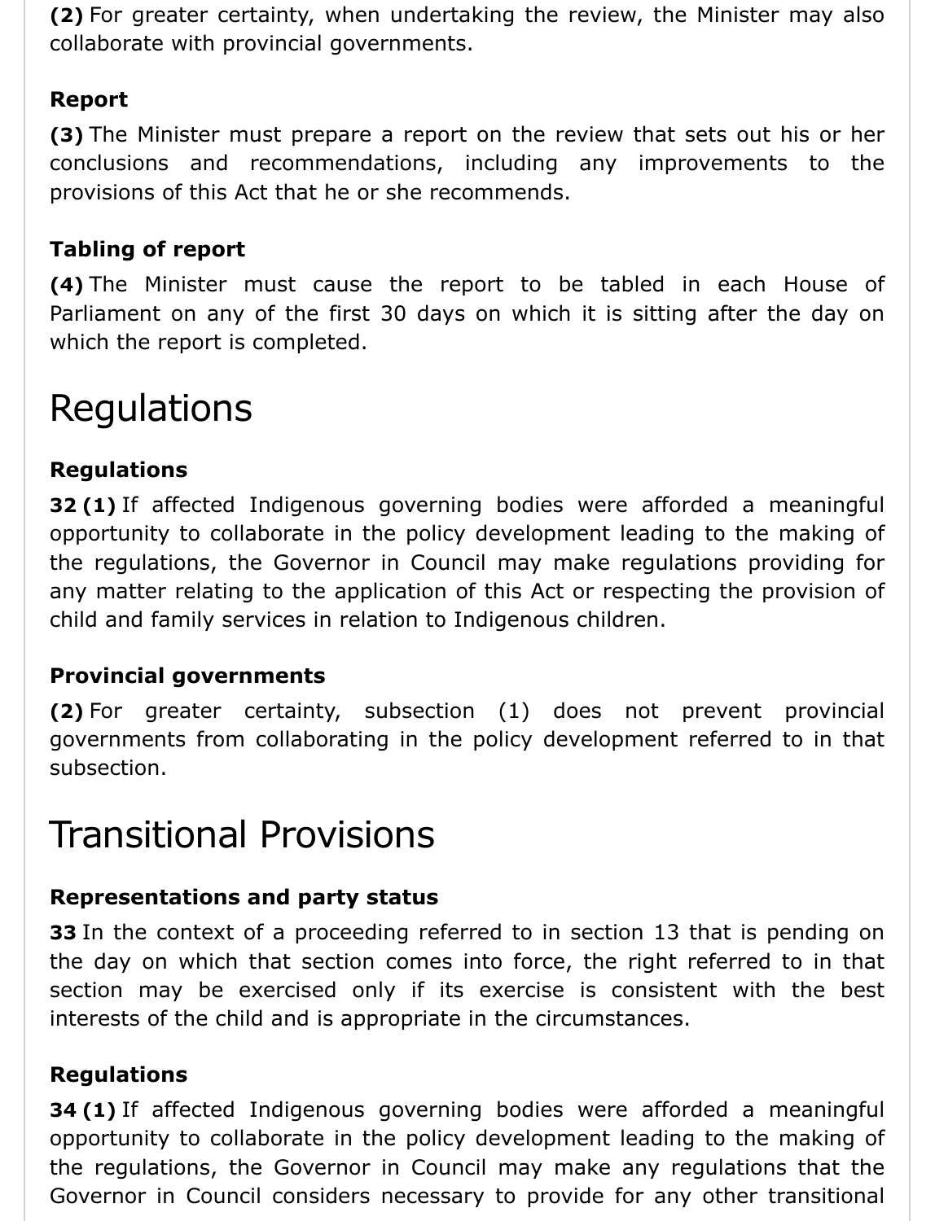**(2)** For greater certainty, when undertaking the review, the Minister may also collaborate with provincial governments.

**Report**

**(3)** The Minister must prepare a report on the review that sets out his or her conclusions and recommendations, including any improvements to the provisions of this Act that he or she recommends.

**Tabling of report**

**(4)** The Minister must cause the report to be tabled in each House of Parliament on any of the first 30 days on which it is sitting after the day on which the report is completed.

# Regulations

**Regulations**

**32 (1)** If affected Indigenous governing bodies were afforded a meaningful opportunity to collaborate in the policy development leading to the making of the regulations, the Governor in Council may make regulations providing for any matter relating to the application of this Act or respecting the provision of child and family services in relation to Indigenous children.

**Provincial governments**

**(2)** For greater certainty, subsection (1) does not prevent provincial governments from collaborating in the policy development referred to in that subsection.

# Transitional Provisions

**Representations and party status**

**33** In the context of a proceeding referred to in section 13 that is pending on the day on which that section comes into force, the right referred to in that section may be exercised only if its exercise is consistent with the best interests of the child and is appropriate in the circumstances.

**Regulations**

**34 (1)** If affected Indigenous governing bodies were afforded a meaningful opportunity to collaborate in the policy development leading to the making of the regulations, the Governor in Council may make any regulations that the Governor in Council considers necessary to provide for any other transitional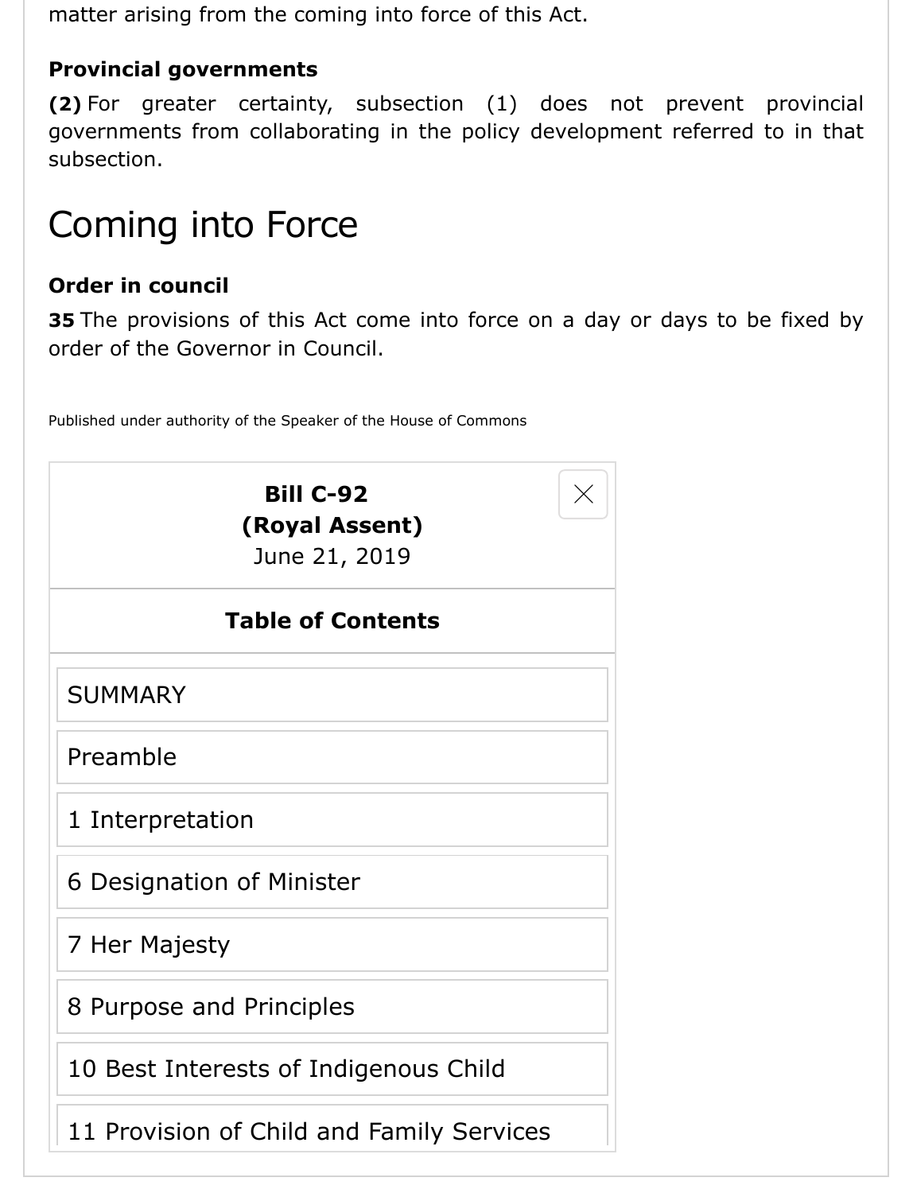matter arising from the coming into force of this Act.

**Provincial governments**

**(2)** For greater certainty, subsection (1) does not prevent provincial governments from collaborating in the policy development referred to in that subsection.

## Coming into Force

**Order in council**

**35** The provisions of this Act come into force on a day or days to be fixed by order of the Governor in Council.

Published under authority of the Speaker of the House of Commons

**Bill C-92**
**(Royal Assent)**
June 21, 2019

**Table of Contents**

- SUMMARY
- Preamble
- 1 Interpretation
- 6 Designation of Minister
- 7 Her Majesty
- 8 Purpose and Principles
- 10 Best Interests of Indigenous Child
- 11 Provision of Child and Family Services